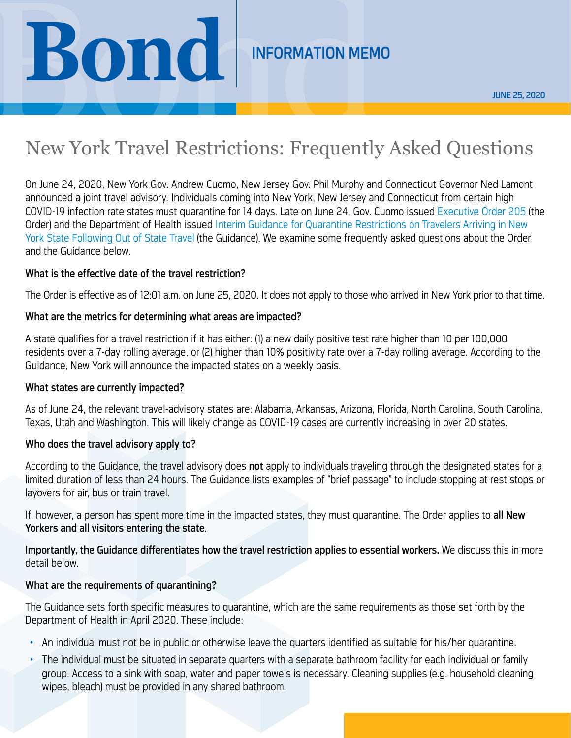Bond

INFORMATION MEMO

JUNE 25, 2020

# New York Travel Restrictions: Frequently Asked Questions

On June 24, 2020, New York Gov. Andrew Cuomo, New Jersey Gov. Phil Murphy and Connecticut Governor Ned Lamont announced a joint travel advisory. Individuals coming into New York, New Jersey and Connecticut from certain high COVID-19 infection rate states must quarantine for 14 days. Late on June 24, Gov. Cuomo issued Executive Order 205 (the Order) and the Department of Health issued Interim Guidance for Quarantine Restrictions on Travelers Arriving in New York State Following Out of State Travel (the Guidance). We examine some frequently asked questions about the Order and the Guidance below.

**What is the effective date of the travel restriction?**

The Order is effective as of 12:01 a.m. on June 25, 2020. It does not apply to those who arrived in New York prior to that time.

**What are the metrics for determining what areas are impacted?**

A state qualifies for a travel restriction if it has either: (1) a new daily positive test rate higher than 10 per 100,000 residents over a 7-day rolling average, or (2) higher than 10% positivity rate over a 7-day rolling average. According to the Guidance, New York will announce the impacted states on a weekly basis.

**What states are currently impacted?**

As of June 24, the relevant travel-advisory states are: Alabama, Arkansas, Arizona, Florida, North Carolina, South Carolina, Texas, Utah and Washington. This will likely change as COVID-19 cases are currently increasing in over 20 states.

**Who does the travel advisory apply to?**

According to the Guidance, the travel advisory does **not** apply to individuals traveling through the designated states for a limited duration of less than 24 hours. The Guidance lists examples of "brief passage" to include stopping at rest stops or layovers for air, bus or train travel.

If, however, a person has spent more time in the impacted states, they must quarantine. The Order applies to **all New Yorkers and all visitors entering the state**.

**Importantly, the Guidance differentiates how the travel restriction applies to essential workers.** We discuss this in more detail below.

**What are the requirements of quarantining?**

The Guidance sets forth specific measures to quarantine, which are the same requirements as those set forth by the Department of Health in April 2020. These include:

- An individual must not be in public or otherwise leave the quarters identified as suitable for his/her quarantine.
- The individual must be situated in separate quarters with a separate bathroom facility for each individual or family group. Access to a sink with soap, water and paper towels is necessary. Cleaning supplies (e.g. household cleaning wipes, bleach) must be provided in any shared bathroom.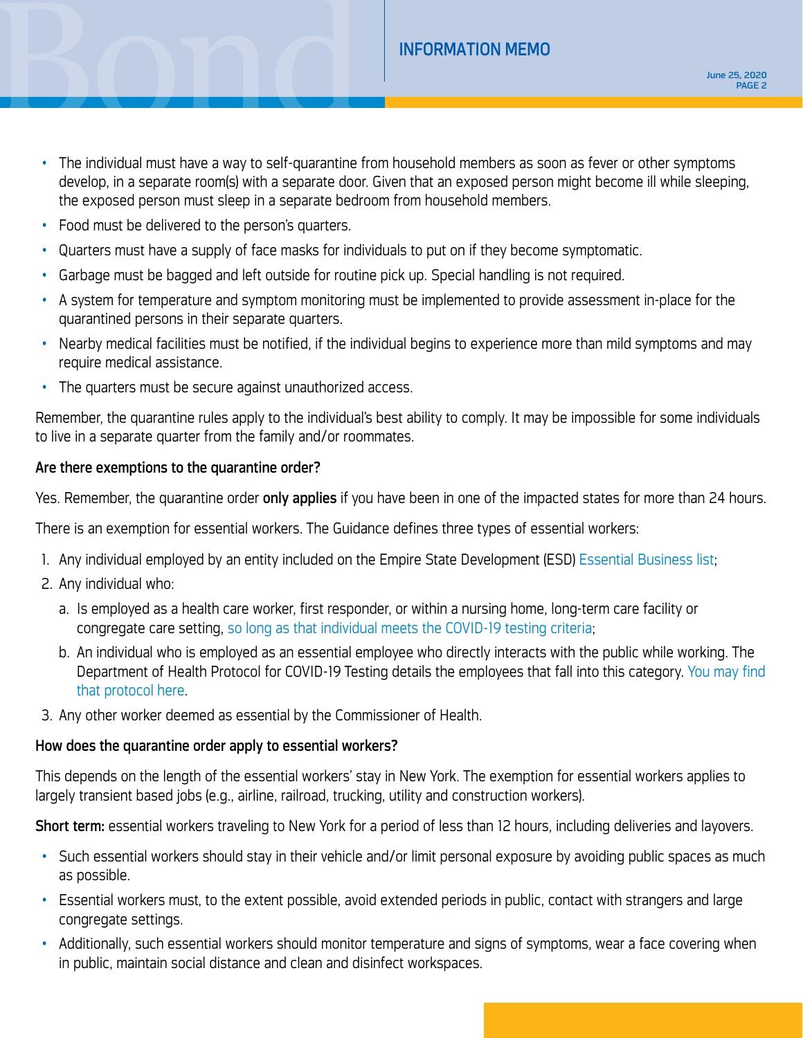- The individual must have a way to self-quarantine from household members as soon as fever or other symptoms develop, in a separate room(s) with a separate door. Given that an exposed person might become ill while sleeping, the exposed person must sleep in a separate bedroom from household members.
- Food must be delivered to the person's quarters.
- Quarters must have a supply of face masks for individuals to put on if they become symptomatic.
- Garbage must be bagged and left outside for routine pick up. Special handling is not required.
- A system for temperature and symptom monitoring must be implemented to provide assessment in-place for the quarantined persons in their separate quarters.
- Nearby medical facilities must be notified, if the individual begins to experience more than mild symptoms and may require medical assistance.
- The quarters must be secure against unauthorized access.

Remember, the quarantine rules apply to the individual's best ability to comply. It may be impossible for some individuals to live in a separate quarter from the family and/or roommates.

**Are there exemptions to the quarantine order?**

Yes. Remember, the quarantine order **only applies** if you have been in one of the impacted states for more than 24 hours.

There is an exemption for essential workers. The Guidance defines three types of essential workers:

1. Any individual employed by an entity included on the Empire State Development (ESD) Essential Business list;
2. Any individual who:
   a. Is employed as a health care worker, first responder, or within a nursing home, long-term care facility or congregate care setting, so long as that individual meets the COVID-19 testing criteria;
   b. An individual who is employed as an essential employee who directly interacts with the public while working. The Department of Health Protocol for COVID-19 Testing details the employees that fall into this category. You may find that protocol here.
3. Any other worker deemed as essential by the Commissioner of Health.

**How does the quarantine order apply to essential workers?**

This depends on the length of the essential workers' stay in New York. The exemption for essential workers applies to largely transient based jobs (e.g., airline, railroad, trucking, utility and construction workers).

**Short term:** essential workers traveling to New York for a period of less than 12 hours, including deliveries and layovers.

- Such essential workers should stay in their vehicle and/or limit personal exposure by avoiding public spaces as much as possible.
- Essential workers must, to the extent possible, avoid extended periods in public, contact with strangers and large congregate settings.
- Additionally, such essential workers should monitor temperature and signs of symptoms, wear a face covering when in public, maintain social distance and clean and disinfect workspaces.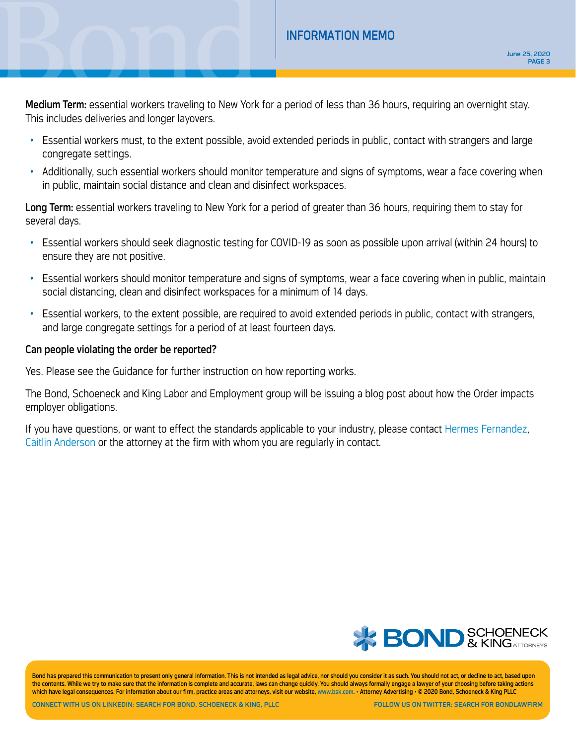**Medium Term:** essential workers traveling to New York for a period of less than 36 hours, requiring an overnight stay. This includes deliveries and longer layovers.

- Essential workers must, to the extent possible, avoid extended periods in public, contact with strangers and large congregate settings.
- Additionally, such essential workers should monitor temperature and signs of symptoms, wear a face covering when in public, maintain social distance and clean and disinfect workspaces.

**Long Term:** essential workers traveling to New York for a period of greater than 36 hours, requiring them to stay for several days.

- Essential workers should seek diagnostic testing for COVID-19 as soon as possible upon arrival (within 24 hours) to ensure they are not positive.
- Essential workers should monitor temperature and signs of symptoms, wear a face covering when in public, maintain social distancing, clean and disinfect workspaces for a minimum of 14 days.
- Essential workers, to the extent possible, are required to avoid extended periods in public, contact with strangers, and large congregate settings for a period of at least fourteen days.

**Can people violating the order be reported?**

Yes. Please see the Guidance for further instruction on how reporting works.

The Bond, Schoeneck and King Labor and Employment group will be issuing a blog post about how the Order impacts employer obligations.

If you have questions, or want to effect the standards applicable to your industry, please contact Hermes Fernandez, Caitlin Anderson or the attorney at the firm with whom you are regularly in contact.

Bond has prepared this communication to present only general information. This is not intended as legal advice, nor should you consider it as such. You should not act, or decline to act, based upon the contents. While we try to make sure that the information is complete and accurate, laws can change quickly. You should always formally engage a lawyer of your choosing before taking actions which have legal consequences. For information about our firm, practice areas and attorneys, visit our website, www.bsk.com. • Attorney Advertising • © 2020 Bond, Schoeneck & King PLLC

CONNECT WITH US ON LINKEDIN: SEARCH FOR BOND, SCHOENECK & KING, PLLC

FOLLOW US ON TWITTER: SEARCH FOR BONDLAWFIRM